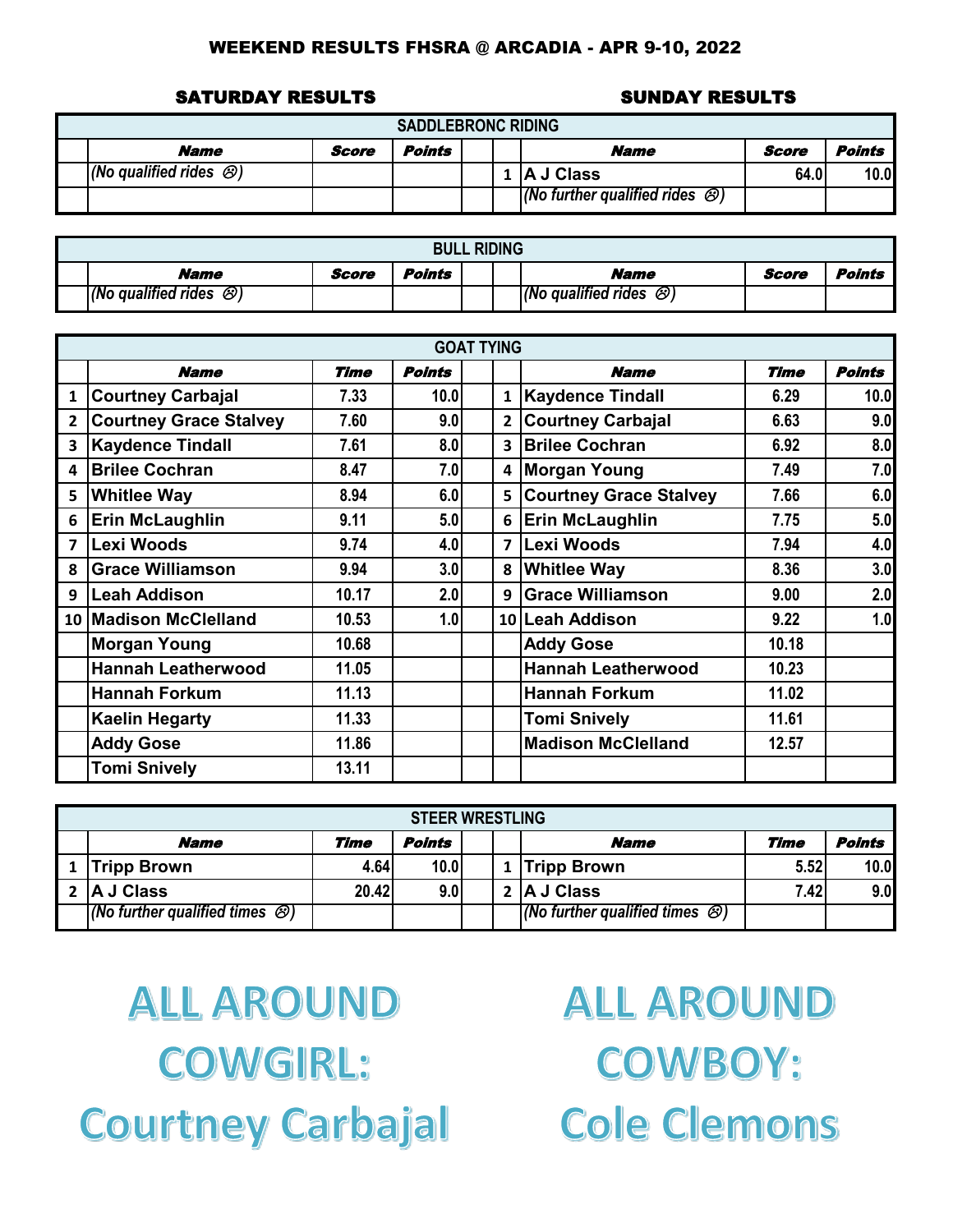# WEEKEND RESULTS FHSRA @ ARCADIA - APR 9-10, 2022

## SATURDAY RESULTS / SUNDAY RESULTS

| SADDLEBRONC RIDING | | | | | | | | |
|---|---|---|---|---|---|---|---|---|
| | ***Name*** | ***Score*** | ***Points*** | | | ***Name*** | ***Score*** | ***Points*** |
| | *(No qualified rides ☹)* | | | | 1 | A J Class | 64.0 | 10.0 |
| | | | | | | *(No further qualified rides ☹)* | | |

| BULL RIDING | | | | | | | | |
|---|---|---|---|---|---|---|---|---|
| | ***Name*** | ***Score*** | ***Points*** | | | ***Name*** | ***Score*** | ***Points*** |
| | *(No qualified rides ☹)* | | | | | *(No qualified rides ☹)* | | |

| GOAT TYING | | | | | | | | |
|---|---|---|---|---|---|---|---|---|
| | ***Name*** | ***Time*** | ***Points*** | | | ***Name*** | ***Time*** | ***Points*** |
| 1 | Courtney Carbajal | 7.33 | 10.0 | | 1 | Kaydence Tindall | 6.29 | 10.0 |
| 2 | Courtney Grace Stalvey | 7.60 | 9.0 | | 2 | Courtney Carbajal | 6.63 | 9.0 |
| 3 | Kaydence Tindall | 7.61 | 8.0 | | 3 | Brilee Cochran | 6.92 | 8.0 |
| 4 | Brilee Cochran | 8.47 | 7.0 | | 4 | Morgan Young | 7.49 | 7.0 |
| 5 | Whitlee Way | 8.94 | 6.0 | | 5 | Courtney Grace Stalvey | 7.66 | 6.0 |
| 6 | Erin McLaughlin | 9.11 | 5.0 | | 6 | Erin McLaughlin | 7.75 | 5.0 |
| 7 | Lexi Woods | 9.74 | 4.0 | | 7 | Lexi Woods | 7.94 | 4.0 |
| 8 | Grace Williamson | 9.94 | 3.0 | | 8 | Whitlee Way | 8.36 | 3.0 |
| 9 | Leah Addison | 10.17 | 2.0 | | 9 | Grace Williamson | 9.00 | 2.0 |
| 10 | Madison McClelland | 10.53 | 1.0 | | 10 | Leah Addison | 9.22 | 1.0 |
| | Morgan Young | 10.68 | | | | Addy Gose | 10.18 | |
| | Hannah Leatherwood | 11.05 | | | | Hannah Leatherwood | 10.23 | |
| | Hannah Forkum | 11.13 | | | | Hannah Forkum | 11.02 | |
| | Kaelin Hegarty | 11.33 | | | | Tomi Snively | 11.61 | |
| | Addy Gose | 11.86 | | | | Madison McClelland | 12.57 | |
| | Tomi Snively | 13.11 | | | | | | |

| STEER WRESTLING | | | | | | | | |
|---|---|---|---|---|---|---|---|---|
| | ***Name*** | ***Time*** | ***Points*** | | | ***Name*** | ***Time*** | ***Points*** |
| 1 | Tripp Brown | 4.64 | 10.0 | | 1 | Tripp Brown | 5.52 | 10.0 |
| 2 | A J Class | 20.42 | 9.0 | | 2 | A J Class | 7.42 | 9.0 |
| | *(No further qualified times ☹)* | | | | | *(No further qualified times ☹)* | | |

# ALL AROUND COWGIRL: Courtney Carbajal

# ALL AROUND COWBOY: Cole Clemons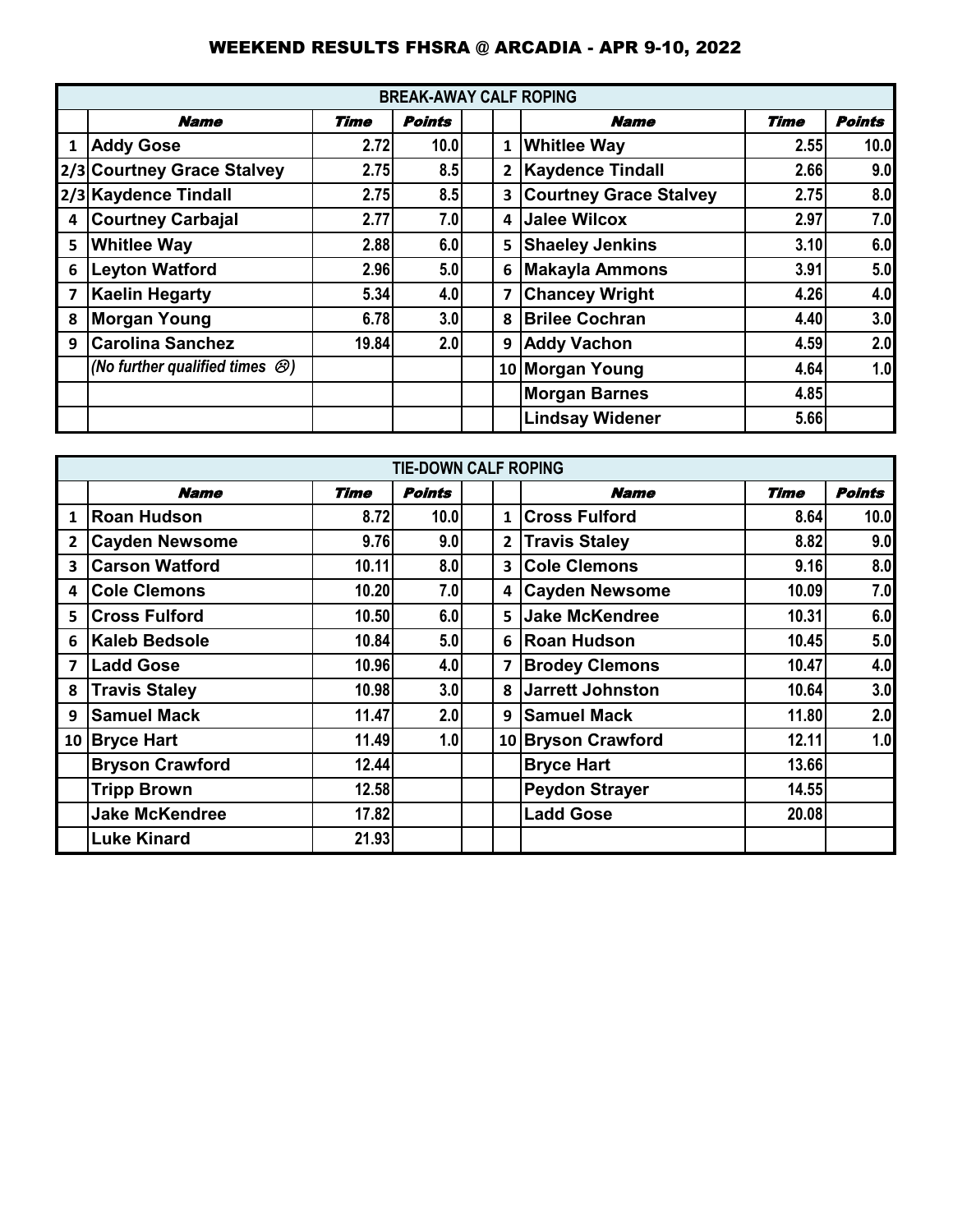# WEEKEND RESULTS FHSRA @ ARCADIA - APR 9-10, 2022

| BREAK-AWAY CALF ROPING | | | | | | | | |
|---|---|---|---|---|---|---|---|---|
| | **Name** | **Time** | **Points** | | | **Name** | **Time** | **Points** |
| 1 | Addy Gose | 2.72 | 10.0 | | 1 | Whitlee Way | 2.55 | 10.0 |
| 2/3 | Courtney Grace Stalvey | 2.75 | 8.5 | | 2 | Kaydence Tindall | 2.66 | 9.0 |
| 2/3 | Kaydence Tindall | 2.75 | 8.5 | | 3 | Courtney Grace Stalvey | 2.75 | 8.0 |
| 4 | Courtney Carbajal | 2.77 | 7.0 | | 4 | Jalee Wilcox | 2.97 | 7.0 |
| 5 | Whitlee Way | 2.88 | 6.0 | | 5 | Shaeley Jenkins | 3.10 | 6.0 |
| 6 | Leyton Watford | 2.96 | 5.0 | | 6 | Makayla Ammons | 3.91 | 5.0 |
| 7 | Kaelin Hegarty | 5.34 | 4.0 | | 7 | Chancey Wright | 4.26 | 4.0 |
| 8 | Morgan Young | 6.78 | 3.0 | | 8 | Brilee Cochran | 4.40 | 3.0 |
| 9 | Carolina Sanchez | 19.84 | 2.0 | | 9 | Addy Vachon | 4.59 | 2.0 |
| | *(No further qualified times ☹)* | | | | 10 | Morgan Young | 4.64 | 1.0 |
| | | | | | | Morgan Barnes | 4.85 | |
| | | | | | | Lindsay Widener | 5.66 | |

| TIE-DOWN CALF ROPING | | | | | | | | |
|---|---|---|---|---|---|---|---|---|
| | **Name** | **Time** | **Points** | | | **Name** | **Time** | **Points** |
| 1 | Roan Hudson | 8.72 | 10.0 | | 1 | Cross Fulford | 8.64 | 10.0 |
| 2 | Cayden Newsome | 9.76 | 9.0 | | 2 | Travis Staley | 8.82 | 9.0 |
| 3 | Carson Watford | 10.11 | 8.0 | | 3 | Cole Clemons | 9.16 | 8.0 |
| 4 | Cole Clemons | 10.20 | 7.0 | | 4 | Cayden Newsome | 10.09 | 7.0 |
| 5 | Cross Fulford | 10.50 | 6.0 | | 5 | Jake McKendree | 10.31 | 6.0 |
| 6 | Kaleb Bedsole | 10.84 | 5.0 | | 6 | Roan Hudson | 10.45 | 5.0 |
| 7 | Ladd Gose | 10.96 | 4.0 | | 7 | Brodey Clemons | 10.47 | 4.0 |
| 8 | Travis Staley | 10.98 | 3.0 | | 8 | Jarrett Johnston | 10.64 | 3.0 |
| 9 | Samuel Mack | 11.47 | 2.0 | | 9 | Samuel Mack | 11.80 | 2.0 |
| 10 | Bryce Hart | 11.49 | 1.0 | | 10 | Bryson Crawford | 12.11 | 1.0 |
| | Bryson Crawford | 12.44 | | | | Bryce Hart | 13.66 | |
| | Tripp Brown | 12.58 | | | | Peydon Strayer | 14.55 | |
| | Jake McKendree | 17.82 | | | | Ladd Gose | 20.08 | |
| | Luke Kinard | 21.93 | | | | | | |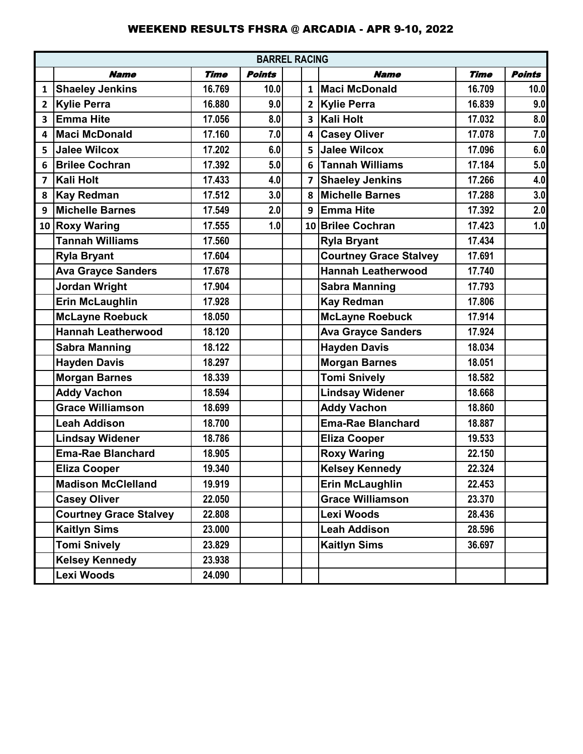# WEEKEND RESULTS FHSRA @ ARCADIA - APR 9-10, 2022

| BARREL RACING | | | | | | | | |
|---|---|---|---|---|---|---|---|---|
| | ***Name*** | ***Time*** | ***Points*** | | | ***Name*** | ***Time*** | ***Points*** |
| 1 | Shaeley Jenkins | 16.769 | 10.0 | | 1 | Maci McDonald | 16.709 | 10.0 |
| 2 | Kylie Perra | 16.880 | 9.0 | | 2 | Kylie Perra | 16.839 | 9.0 |
| 3 | Emma Hite | 17.056 | 8.0 | | 3 | Kali Holt | 17.032 | 8.0 |
| 4 | Maci McDonald | 17.160 | 7.0 | | 4 | Casey Oliver | 17.078 | 7.0 |
| 5 | Jalee Wilcox | 17.202 | 6.0 | | 5 | Jalee Wilcox | 17.096 | 6.0 |
| 6 | Brilee Cochran | 17.392 | 5.0 | | 6 | Tannah Williams | 17.184 | 5.0 |
| 7 | Kali Holt | 17.433 | 4.0 | | 7 | Shaeley Jenkins | 17.266 | 4.0 |
| 8 | Kay Redman | 17.512 | 3.0 | | 8 | Michelle Barnes | 17.288 | 3.0 |
| 9 | Michelle Barnes | 17.549 | 2.0 | | 9 | Emma Hite | 17.392 | 2.0 |
| 10 | Roxy Waring | 17.555 | 1.0 | | 10 | Brilee Cochran | 17.423 | 1.0 |
| | Tannah Williams | 17.560 | | | | Ryla Bryant | 17.434 | |
| | Ryla Bryant | 17.604 | | | | Courtney Grace Stalvey | 17.691 | |
| | Ava Grayce Sanders | 17.678 | | | | Hannah Leatherwood | 17.740 | |
| | Jordan Wright | 17.904 | | | | Sabra Manning | 17.793 | |
| | Erin McLaughlin | 17.928 | | | | Kay Redman | 17.806 | |
| | McLayne Roebuck | 18.050 | | | | McLayne Roebuck | 17.914 | |
| | Hannah Leatherwood | 18.120 | | | | Ava Grayce Sanders | 17.924 | |
| | Sabra Manning | 18.122 | | | | Hayden Davis | 18.034 | |
| | Hayden Davis | 18.297 | | | | Morgan Barnes | 18.051 | |
| | Morgan Barnes | 18.339 | | | | Tomi Snively | 18.582 | |
| | Addy Vachon | 18.594 | | | | Lindsay Widener | 18.668 | |
| | Grace Williamson | 18.699 | | | | Addy Vachon | 18.860 | |
| | Leah Addison | 18.700 | | | | Ema-Rae Blanchard | 18.887 | |
| | Lindsay Widener | 18.786 | | | | Eliza Cooper | 19.533 | |
| | Ema-Rae Blanchard | 18.905 | | | | Roxy Waring | 22.150 | |
| | Eliza Cooper | 19.340 | | | | Kelsey Kennedy | 22.324 | |
| | Madison McClelland | 19.919 | | | | Erin McLaughlin | 22.453 | |
| | Casey Oliver | 22.050 | | | | Grace Williamson | 23.370 | |
| | Courtney Grace Stalvey | 22.808 | | | | Lexi Woods | 28.436 | |
| | Kaitlyn Sims | 23.000 | | | | Leah Addison | 28.596 | |
| | Tomi Snively | 23.829 | | | | Kaitlyn Sims | 36.697 | |
| | Kelsey Kennedy | 23.938 | | | | | | |
| | Lexi Woods | 24.090 | | | | | | |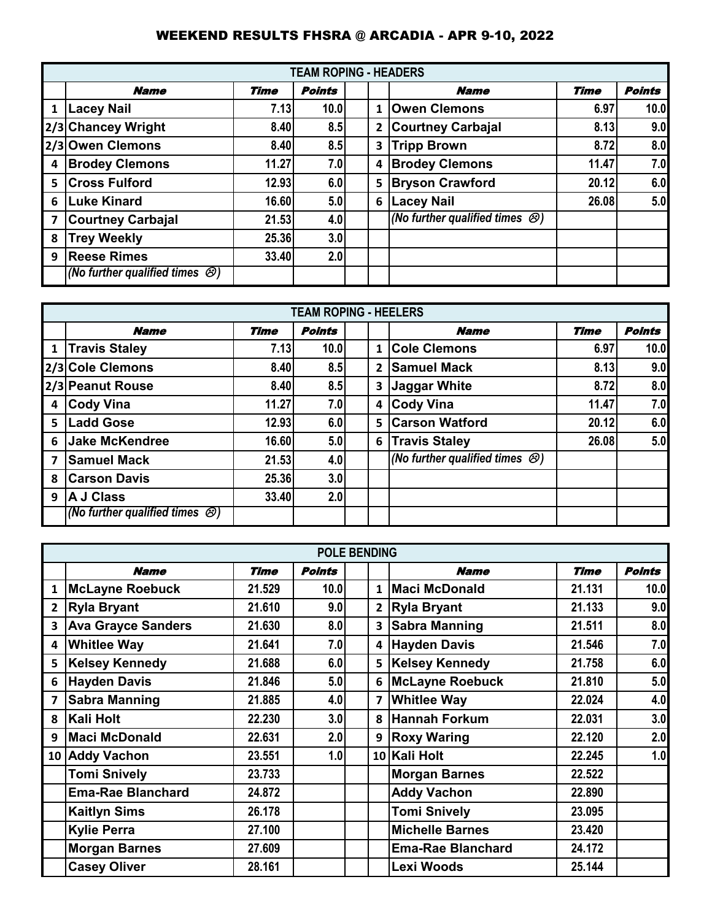# WEEKEND RESULTS FHSRA @ ARCADIA - APR 9-10, 2022

## TEAM ROPING - HEADERS

| | Name | Time | Points | | | Name | Time | Points |
|---|---|---|---|---|---|---|---|---|
| 1 | Lacey Nail | 7.13 | 10.0 | | 1 | Owen Clemons | 6.97 | 10.0 |
| 2/3 | Chancey Wright | 8.40 | 8.5 | | 2 | Courtney Carbajal | 8.13 | 9.0 |
| 2/3 | Owen Clemons | 8.40 | 8.5 | | 3 | Tripp Brown | 8.72 | 8.0 |
| 4 | Brodey Clemons | 11.27 | 7.0 | | 4 | Brodey Clemons | 11.47 | 7.0 |
| 5 | Cross Fulford | 12.93 | 6.0 | | 5 | Bryson Crawford | 20.12 | 6.0 |
| 6 | Luke Kinard | 16.60 | 5.0 | | 6 | Lacey Nail | 26.08 | 5.0 |
| 7 | Courtney Carbajal | 21.53 | 4.0 | | | *(No further qualified times ☹)* | | |
| 8 | Trey Weekly | 25.36 | 3.0 | | | | | |
| 9 | Reese Rimes | 33.40 | 2.0 | | | | | |
| | *(No further qualified times ☹)* | | | | | | | |

## TEAM ROPING - HEELERS

| | Name | Time | Points | | | Name | Time | Points |
|---|---|---|---|---|---|---|---|---|
| 1 | Travis Staley | 7.13 | 10.0 | | 1 | Cole Clemons | 6.97 | 10.0 |
| 2/3 | Cole Clemons | 8.40 | 8.5 | | 2 | Samuel Mack | 8.13 | 9.0 |
| 2/3 | Peanut Rouse | 8.40 | 8.5 | | 3 | Jaggar White | 8.72 | 8.0 |
| 4 | Cody Vina | 11.27 | 7.0 | | 4 | Cody Vina | 11.47 | 7.0 |
| 5 | Ladd Gose | 12.93 | 6.0 | | 5 | Carson Watford | 20.12 | 6.0 |
| 6 | Jake McKendree | 16.60 | 5.0 | | 6 | Travis Staley | 26.08 | 5.0 |
| 7 | Samuel Mack | 21.53 | 4.0 | | | *(No further qualified times ☹)* | | |
| 8 | Carson Davis | 25.36 | 3.0 | | | | | |
| 9 | A J Class | 33.40 | 2.0 | | | | | |
| | *(No further qualified times ☹)* | | | | | | | |

## POLE BENDING

| | Name | Time | Points | | | Name | Time | Points |
|---|---|---|---|---|---|---|---|---|
| 1 | McLayne Roebuck | 21.529 | 10.0 | | 1 | Maci McDonald | 21.131 | 10.0 |
| 2 | Ryla Bryant | 21.610 | 9.0 | | 2 | Ryla Bryant | 21.133 | 9.0 |
| 3 | Ava Grayce Sanders | 21.630 | 8.0 | | 3 | Sabra Manning | 21.511 | 8.0 |
| 4 | Whitlee Way | 21.641 | 7.0 | | 4 | Hayden Davis | 21.546 | 7.0 |
| 5 | Kelsey Kennedy | 21.688 | 6.0 | | 5 | Kelsey Kennedy | 21.758 | 6.0 |
| 6 | Hayden Davis | 21.846 | 5.0 | | 6 | McLayne Roebuck | 21.810 | 5.0 |
| 7 | Sabra Manning | 21.885 | 4.0 | | 7 | Whitlee Way | 22.024 | 4.0 |
| 8 | Kali Holt | 22.230 | 3.0 | | 8 | Hannah Forkum | 22.031 | 3.0 |
| 9 | Maci McDonald | 22.631 | 2.0 | | 9 | Roxy Waring | 22.120 | 2.0 |
| 10 | Addy Vachon | 23.551 | 1.0 | | 10 | Kali Holt | 22.245 | 1.0 |
| | Tomi Snively | 23.733 | | | | Morgan Barnes | 22.522 | |
| | Ema-Rae Blanchard | 24.872 | | | | Addy Vachon | 22.890 | |
| | Kaitlyn Sims | 26.178 | | | | Tomi Snively | 23.095 | |
| | Kylie Perra | 27.100 | | | | Michelle Barnes | 23.420 | |
| | Morgan Barnes | 27.609 | | | | Ema-Rae Blanchard | 24.172 | |
| | Casey Oliver | 28.161 | | | | Lexi Woods | 25.144 | |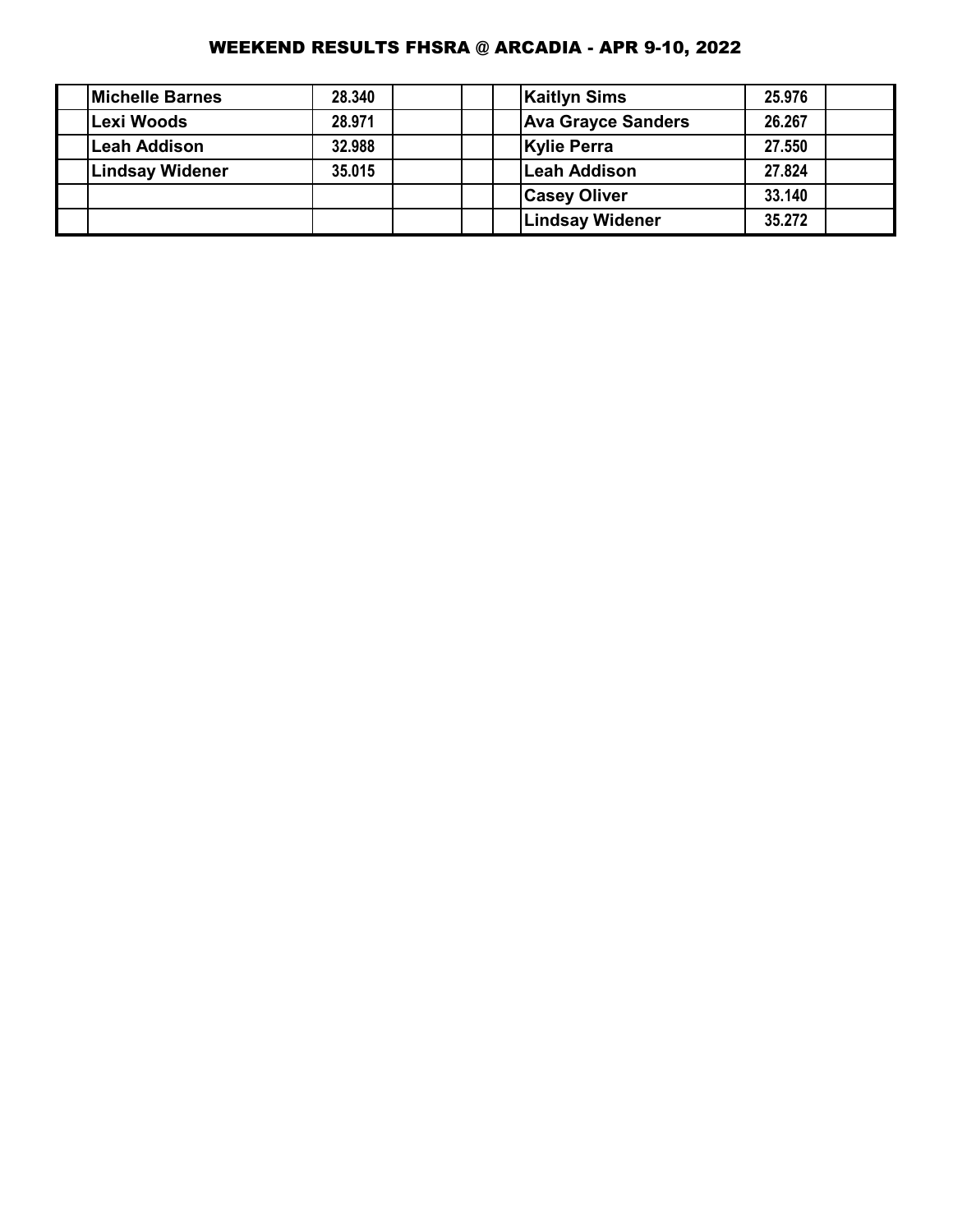| | | | | | | | | |
|---|---|---|---|---|---|---|---|---|
| | **Michelle Barnes** | 28.340 | | | | **Kaitlyn Sims** | 25.976 | |
| | **Lexi Woods** | 28.971 | | | | **Ava Grayce Sanders** | 26.267 | |
| | **Leah Addison** | 32.988 | | | | **Kylie Perra** | 27.550 | |
| | **Lindsay Widener** | 35.015 | | | | **Leah Addison** | 27.824 | |
| | | | | | | **Casey Oliver** | 33.140 | |
| | | | | | | **Lindsay Widener** | 35.272 | |